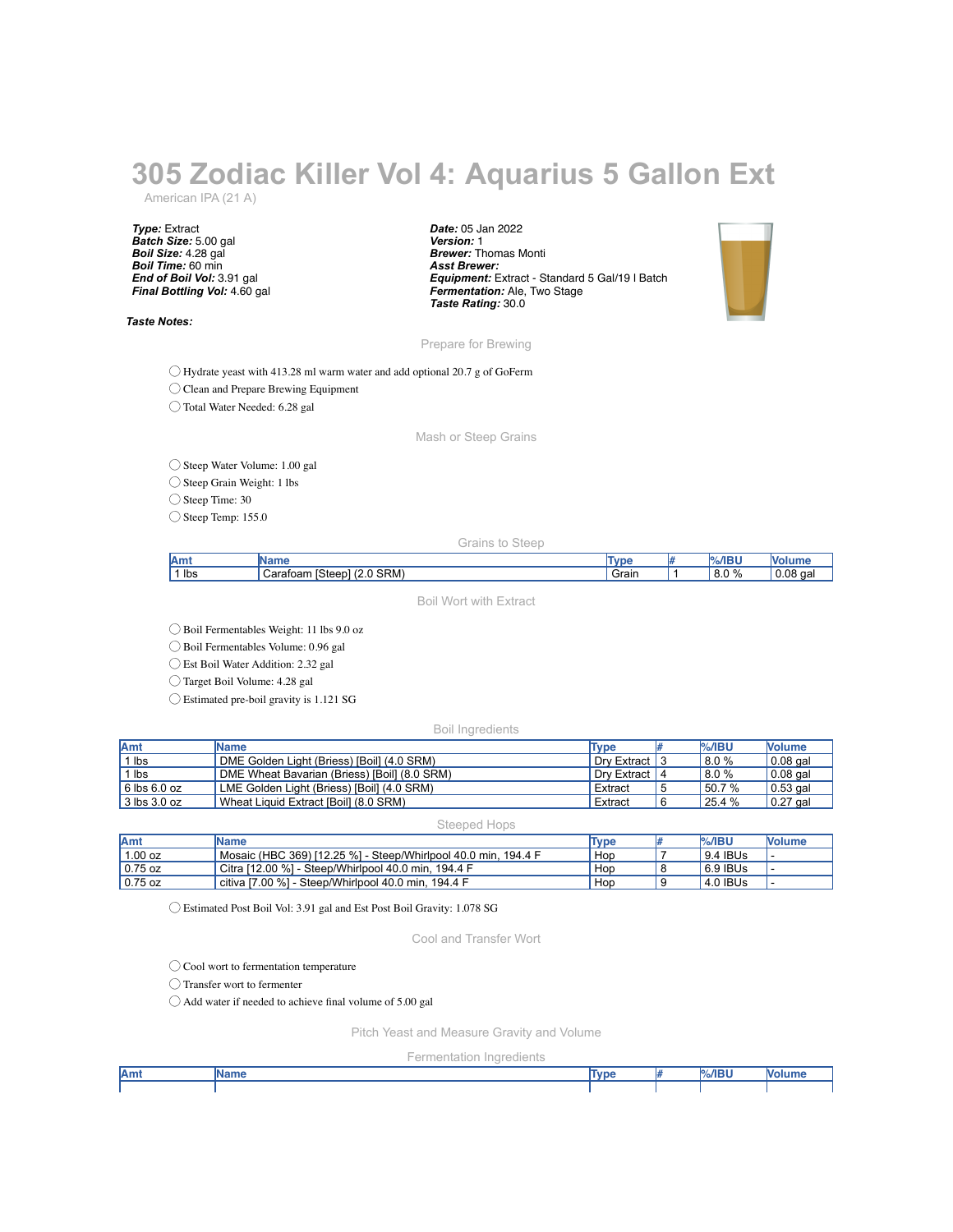# 305 Zodiac Killer Vol 4: Aquarius 5 Gallon Ext

American IPA (21 A)

***Type:*** Extract
***Batch Size:*** 5.00 gal
***Boil Size:*** 4.28 gal
***Boil Time:*** 60 min
***End of Boil Vol:*** 3.91 gal
***Final Bottling Vol:*** 4.60 gal

***Date:*** 05 Jan 2022
***Version:*** 1
***Brewer:*** Thomas Monti
***Asst Brewer:***
***Equipment:*** Extract - Standard 5 Gal/19 l Batch
***Fermentation:*** Ale, Two Stage
***Taste Rating:*** 30.0

***Taste Notes:***

## Prepare for Brewing

- ◯ Hydrate yeast with 413.28 ml warm water and add optional 20.7 g of GoFerm
- ◯ Clean and Prepare Brewing Equipment
- ◯ Total Water Needed: 6.28 gal

## Mash or Steep Grains

- ◯ Steep Water Volume: 1.00 gal
- ◯ Steep Grain Weight: 1 lbs
- ◯ Steep Time: 30
- ◯ Steep Temp: 155.0

### Grains to Steep

| Amt | Name | Type | # | %/IBU | Volume |
|---|---|---|---|---|---|
| 1 lbs | Carafoam [Steep] (2.0 SRM) | Grain | 1 | 8.0 % | 0.08 gal |

## Boil Wort with Extract

- ◯ Boil Fermentables Weight: 11 lbs 9.0 oz
- ◯ Boil Fermentables Volume: 0.96 gal
- ◯ Est Boil Water Addition: 2.32 gal
- ◯ Target Boil Volume: 4.28 gal
- ◯ Estimated pre-boil gravity is 1.121 SG

### Boil Ingredients

| Amt | Name | Type | # | %/IBU | Volume |
|---|---|---|---|---|---|
| 1 lbs | DME Golden Light (Briess) [Boil] (4.0 SRM) | Dry Extract | 3 | 8.0 % | 0.08 gal |
| 1 lbs | DME Wheat Bavarian (Briess) [Boil] (8.0 SRM) | Dry Extract | 4 | 8.0 % | 0.08 gal |
| 6 lbs 6.0 oz | LME Golden Light (Briess) [Boil] (4.0 SRM) | Extract | 5 | 50.7 % | 0.53 gal |
| 3 lbs 3.0 oz | Wheat Liquid Extract [Boil] (8.0 SRM) | Extract | 6 | 25.4 % | 0.27 gal |

### Steeped Hops

| Amt | Name | Type | # | %/IBU | Volume |
|---|---|---|---|---|---|
| 1.00 oz | Mosaic (HBC 369) [12.25 %] - Steep/Whirlpool 40.0 min, 194.4 F | Hop | 7 | 9.4 IBUs | - |
| 0.75 oz | Citra [12.00 %] - Steep/Whirlpool 40.0 min, 194.4 F | Hop | 8 | 6.9 IBUs | - |
| 0.75 oz | citiva [7.00 %] - Steep/Whirlpool 40.0 min, 194.4 F | Hop | 9 | 4.0 IBUs | - |

- ◯ Estimated Post Boil Vol: 3.91 gal and Est Post Boil Gravity: 1.078 SG

## Cool and Transfer Wort

- ◯ Cool wort to fermentation temperature
- ◯ Transfer wort to fermenter
- ◯ Add water if needed to achieve final volume of 5.00 gal

## Pitch Yeast and Measure Gravity and Volume

### Fermentation Ingredients

| Amt | Name | Type | # | %/IBU | Volume |
|---|---|---|---|---|---|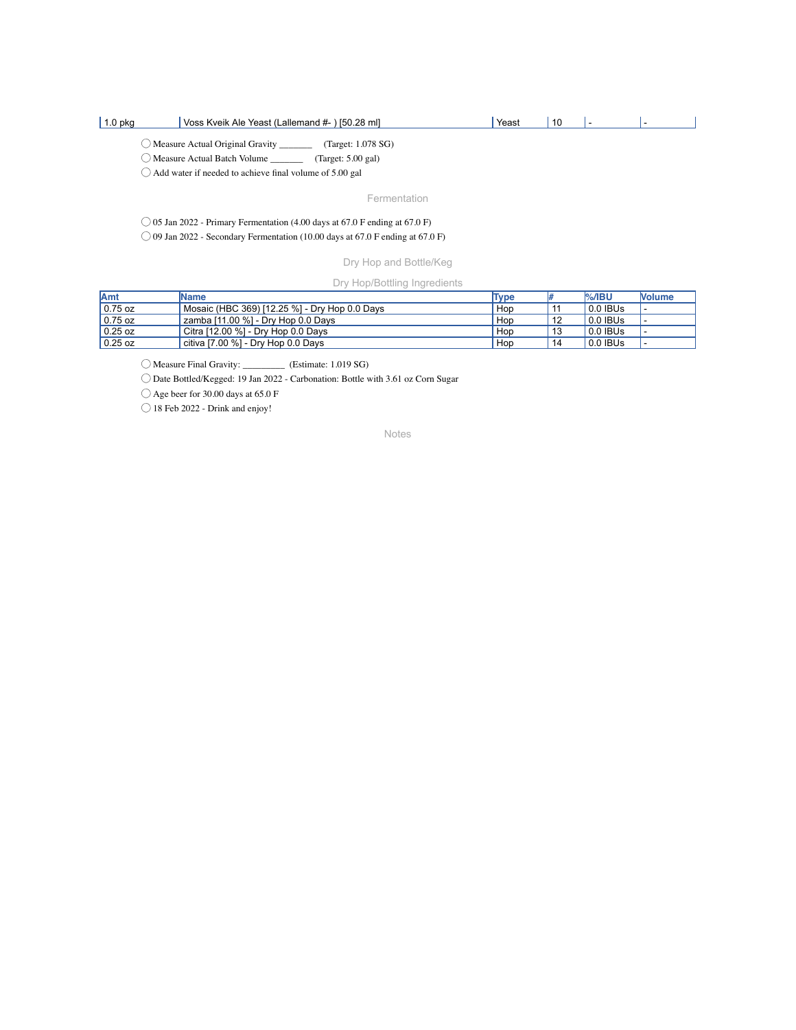| | | | | | |
|---|---|---|---|---|---|
| 1.0 pkg | Voss Kveik Ale Yeast (Lallemand #- ) [50.28 ml] | Yeast | 10 | - | - |

◯ Measure Actual Original Gravity _______ (Target: 1.078 SG)

◯ Measure Actual Batch Volume _______ (Target: 5.00 gal)

◯ Add water if needed to achieve final volume of 5.00 gal

## Fermentation

◯ 05 Jan 2022 - Primary Fermentation (4.00 days at 67.0 F ending at 67.0 F)

◯ 09 Jan 2022 - Secondary Fermentation (10.00 days at 67.0 F ending at 67.0 F)

## Dry Hop and Bottle/Keg

### Dry Hop/Bottling Ingredients

| Amt | Name | Type | # | %/IBU | Volume |
|---|---|---|---|---|---|
| 0.75 oz | Mosaic (HBC 369) [12.25 %] - Dry Hop 0.0 Days | Hop | 11 | 0.0 IBUs | - |
| 0.75 oz | zamba [11.00 %] - Dry Hop 0.0 Days | Hop | 12 | 0.0 IBUs | - |
| 0.25 oz | Citra [12.00 %] - Dry Hop 0.0 Days | Hop | 13 | 0.0 IBUs | - |
| 0.25 oz | citiva [7.00 %] - Dry Hop 0.0 Days | Hop | 14 | 0.0 IBUs | - |

◯ Measure Final Gravity: _________ (Estimate: 1.019 SG)

◯ Date Bottled/Kegged: 19 Jan 2022 - Carbonation: Bottle with 3.61 oz Corn Sugar

◯ Age beer for 30.00 days at 65.0 F

◯ 18 Feb 2022 - Drink and enjoy!

## Notes